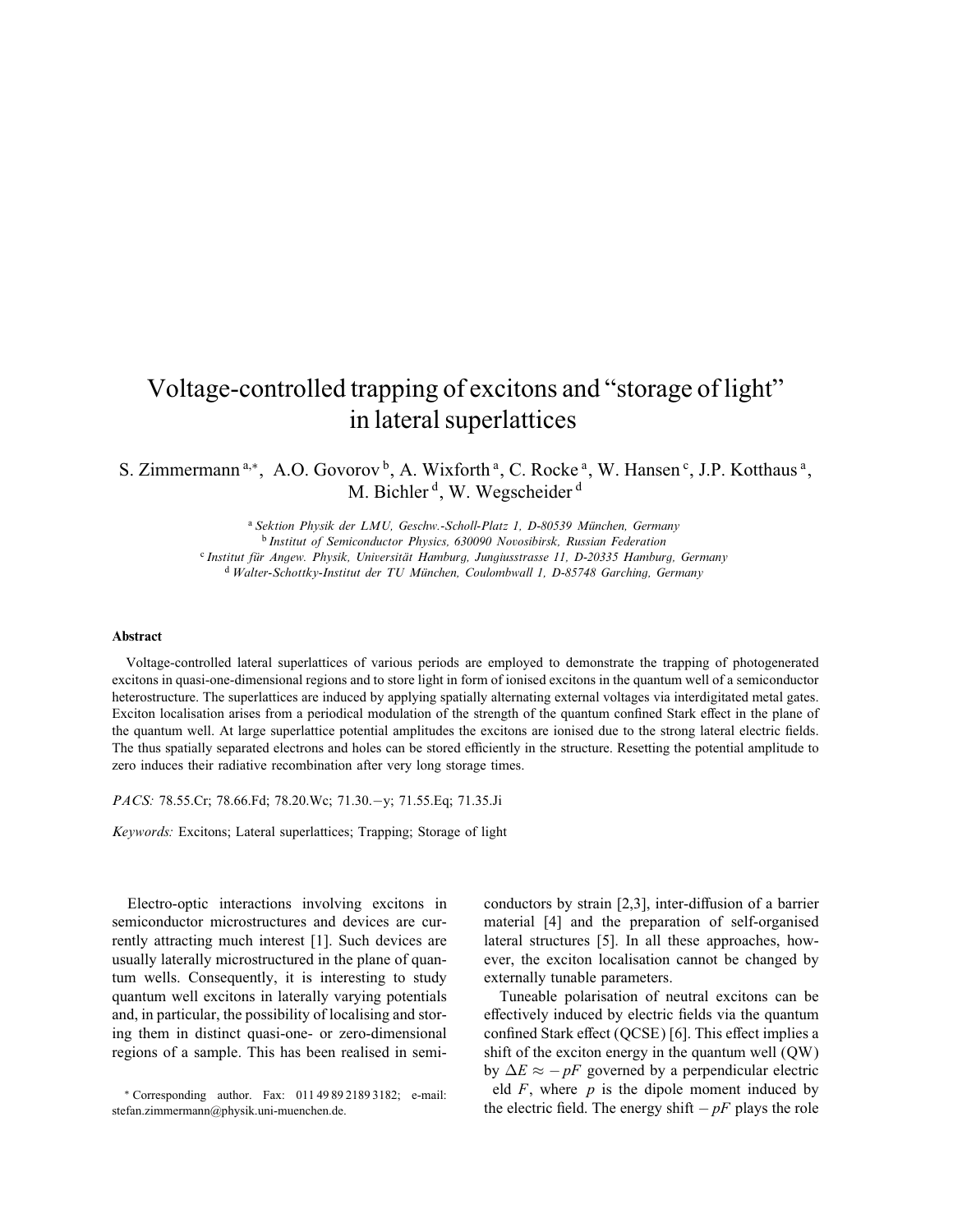# Voltage-controlled trapping of excitons and "storage of light" in lateral superlattices

S. Zimmermann [a,*], A.O. Govorov [b], A. Wixforth [a], C. Rocke [a], W. Hansen [c], J.P. Kotthaus [a], M. Bichler [d], W. Wegscheider [d]

[a] *Sektion Physik der LMU, Geschw.-Scholl-Platz 1, D-80539 München, Germany*
[b] *Institut of Semiconductor Physics, 630090 Novosibirsk, Russian Federation*
[c] *Institut für Angew. Physik, Universität Hamburg, Jungiusstrasse 11, D-20335 Hamburg, Germany*
[d] *Walter-Schottky-Institut der TU München, Coulombwall 1, D-85748 Garching, Germany*

## Abstract

Voltage-controlled lateral superlattices of various periods are employed to demonstrate the trapping of photogenerated excitons in quasi-one-dimensional regions and to store light in form of ionised excitons in the quantum well of a semiconductor heterostructure. The superlattices are induced by applying spatially alternating external voltages via interdigitated metal gates. Exciton localisation arises from a periodical modulation of the strength of the quantum confined Stark effect in the plane of the quantum well. At large superlattice potential amplitudes the excitons are ionised due to the strong lateral electric fields. The thus spatially separated electrons and holes can be stored efficiently in the structure. Resetting the potential amplitude to zero induces their radiative recombination after very long storage times.

*PACS:* 78.55.Cr; 78.66.Fd; 78.20.Wc; 71.30.−y; 71.55.Eq; 71.35.Ji

*Keywords:* Excitons; Lateral superlattices; Trapping; Storage of light

Electro-optic interactions involving excitons in semiconductor microstructures and devices are currently attracting much interest [1]. Such devices are usually laterally microstructured in the plane of quantum wells. Consequently, it is interesting to study quantum well excitons in laterally varying potentials and, in particular, the possibility of localising and storing them in distinct quasi-one- or zero-dimensional regions of a sample. This has been realised in semiconductors by strain [2,3], inter-diffusion of a barrier material [4] and the preparation of self-organised lateral structures [5]. In all these approaches, however, the exciton localisation cannot be changed by externally tunable parameters.

Tuneable polarisation of neutral excitons can be effectively induced by electric fields via the quantum confined Stark effect (QCSE) [6]. This effect implies a shift of the exciton energy in the quantum well (QW) by $\Delta E \approx -pF$ governed by a perpendicular electric eld $F$, where $p$ is the dipole moment induced by the electric field. The energy shift $-pF$ plays the role

* Corresponding author. Fax: 011 49 89 2189 3182; e-mail: stefan.zimmermann@physik.uni-muenchen.de.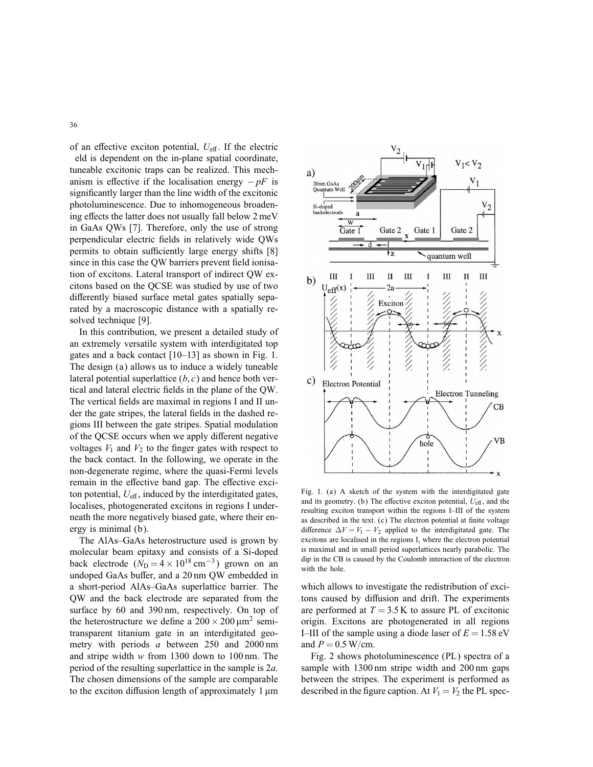of an effective exciton potential, $U_{\text{eff}}$. If the electric field is dependent on the in-plane spatial coordinate, tuneable excitonic traps can be realized. This mechanism is effective if the localisation energy $-pF$ is significantly larger than the line width of the excitonic photoluminescence. Due to inhomogeneous broadening effects the latter does not usually fall below 2 meV in GaAs QWs [7]. Therefore, only the use of strong perpendicular electric fields in relatively wide QWs permits to obtain sufficiently large energy shifts [8] since in this case the QW barriers prevent field ionisation of excitons. Lateral transport of indirect QW excitons based on the QCSE was studied by use of two differently biased surface metal gates spatially separated by a macroscopic distance with a spatially resolved technique [9].

In this contribution, we present a detailed study of an extremely versatile system with interdigitated top gates and a back contact [10–13] as shown in Fig. 1. The design (a) allows us to induce a widely tuneable lateral potential superlattice $(b, c)$ and hence both vertical and lateral electric fields in the plane of the QW. The vertical fields are maximal in regions I and II under the gate stripes, the lateral fields in the dashed regions III between the gate stripes. Spatial modulation of the QCSE occurs when we apply different negative voltages $V_1$ and $V_2$ to the finger gates with respect to the back contact. In the following, we operate in the non-degenerate regime, where the quasi-Fermi levels remain in the effective band gap. The effective exciton potential, $U_{\text{eff}}$, induced by the interdigitated gates, localises, photogenerated excitons in regions I underneath the more negatively biased gate, where their energy is minimal (b).

The AlAs–GaAs heterostructure used is grown by molecular beam epitaxy and consists of a Si-doped back electrode ($N_D = 4 \times 10^{18}\,\text{cm}^{-3}$) grown on an undoped GaAs buffer, and a 20 nm QW embedded in a short-period AlAs–GaAs superlattice barrier. The QW and the back electrode are separated from the surface by 60 and 390 nm, respectively. On top of the heterostructure we define a $200 \times 200\,\mu\text{m}^2$ semi-transparent titanium gate in an interdigitated geometry with periods $a$ between 250 and 2000 nm and stripe width $w$ from 1300 down to 100 nm. The period of the resulting superlattice in the sample is $2a$. The chosen dimensions of the sample are comparable to the exciton diffusion length of approximately 1 μm which allows to investigate the redistribution of excitons caused by diffusion and drift. The experiments are performed at $T = 3.5$ K to assure PL of excitonic origin. Excitons are photogenerated in all regions I–III of the sample using a diode laser of $E = 1.58$ eV and $P = 0.5$ W/cm.

Fig. 1. (a) A sketch of the system with the interdigitated gate and its geometry. (b) The effective exciton potential, $U_{\text{eff}}$, and the resulting exciton transport within the regions I–III of the system as described in the text. (c) The electron potential at finite voltage difference $\Delta V = V_1 - V_2$ applied to the interdigitated gate. The excitons are localised in the regions I, where the electron potential is maximal and in small period superlattices nearly parabolic. The dip in the CB is caused by the Coulomb interaction of the electron with the hole.

Fig. 2 shows photoluminescence (PL) spectra of a sample with 1300 nm stripe width and 200 nm gaps between the stripes. The experiment is performed as described in the figure caption. At $V_1 = V_2$ the PL spec-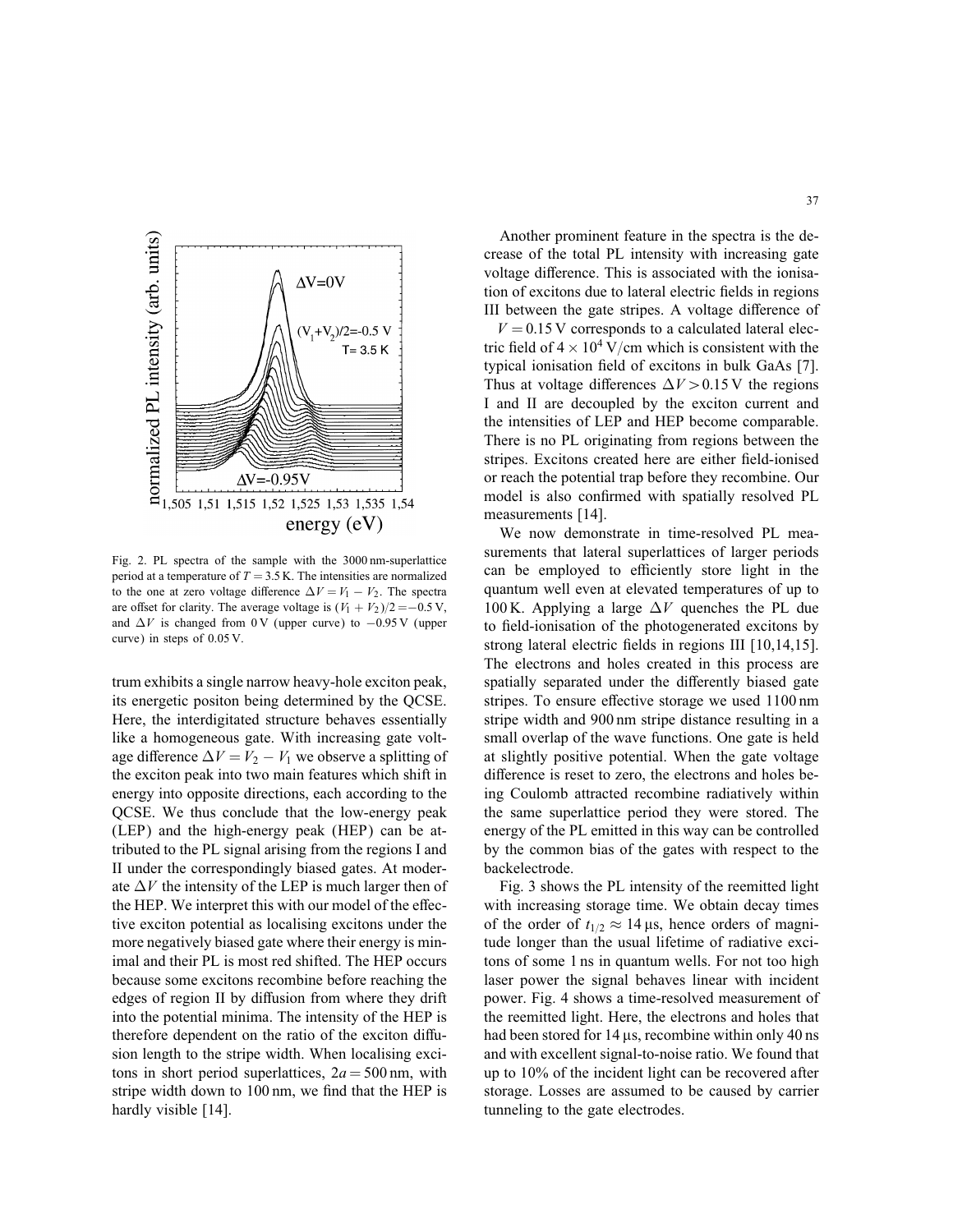Fig. 2. PL spectra of the sample with the 3000 nm-superlattice period at a temperature of $T = 3.5$ K. The intensities are normalized to the one at zero voltage difference $\Delta V = V_1 - V_2$. The spectra are offset for clarity. The average voltage is $(V_1 + V_2)/2 = -0.5$ V, and $\Delta V$ is changed from 0 V (upper curve) to $-0.95$ V (upper curve) in steps of 0.05 V.

trum exhibits a single narrow heavy-hole exciton peak, its energetic positon being determined by the QCSE. Here, the interdigitated structure behaves essentially like a homogeneous gate. With increasing gate voltage difference $\Delta V = V_2 - V_1$ we observe a splitting of the exciton peak into two main features which shift in energy into opposite directions, each according to the QCSE. We thus conclude that the low-energy peak (LEP) and the high-energy peak (HEP) can be attributed to the PL signal arising from the regions I and II under the correspondingly biased gates. At moderate $\Delta V$ the intensity of the LEP is much larger then of the HEP. We interpret this with our model of the effective exciton potential as localising excitons under the more negatively biased gate where their energy is minimal and their PL is most red shifted. The HEP occurs because some excitons recombine before reaching the edges of region II by diffusion from where they drift into the potential minima. The intensity of the HEP is therefore dependent on the ratio of the exciton diffusion length to the stripe width. When localising excitons in short period superlattices, $2a = 500$ nm, with stripe width down to 100 nm, we find that the HEP is hardly visible [14].

Another prominent feature in the spectra is the decrease of the total PL intensity with increasing gate voltage difference. This is associated with the ionisation of excitons due to lateral electric fields in regions III between the gate stripes. A voltage difference of $V = 0.15$ V corresponds to a calculated lateral electric field of $4 \times 10^4$ V/cm which is consistent with the typical ionisation field of excitons in bulk GaAs [7]. Thus at voltage differences $\Delta V > 0.15$ V the regions I and II are decoupled by the exciton current and the intensities of LEP and HEP become comparable. There is no PL originating from regions between the stripes. Excitons created here are either field-ionised or reach the potential trap before they recombine. Our model is also confirmed with spatially resolved PL measurements [14].

We now demonstrate in time-resolved PL measurements that lateral superlattices of larger periods can be employed to efficiently store light in the quantum well even at elevated temperatures of up to 100 K. Applying a large $\Delta V$ quenches the PL due to field-ionisation of the photogenerated excitons by strong lateral electric fields in regions III [10,14,15]. The electrons and holes created in this process are spatially separated under the differently biased gate stripes. To ensure effective storage we used 1100 nm stripe width and 900 nm stripe distance resulting in a small overlap of the wave functions. One gate is held at slightly positive potential. When the gate voltage difference is reset to zero, the electrons and holes being Coulomb attracted recombine radiatively within the same superlattice period they were stored. The energy of the PL emitted in this way can be controlled by the common bias of the gates with respect to the backelectrode.

Fig. 3 shows the PL intensity of the reemitted light with increasing storage time. We obtain decay times of the order of $t_{1/2} \approx 14$ μs, hence orders of magnitude longer than the usual lifetime of radiative excitons of some 1 ns in quantum wells. For not too high laser power the signal behaves linear with incident power. Fig. 4 shows a time-resolved measurement of the reemitted light. Here, the electrons and holes that had been stored for 14 μs, recombine within only 40 ns and with excellent signal-to-noise ratio. We found that up to 10% of the incident light can be recovered after storage. Losses are assumed to be caused by carrier tunneling to the gate electrodes.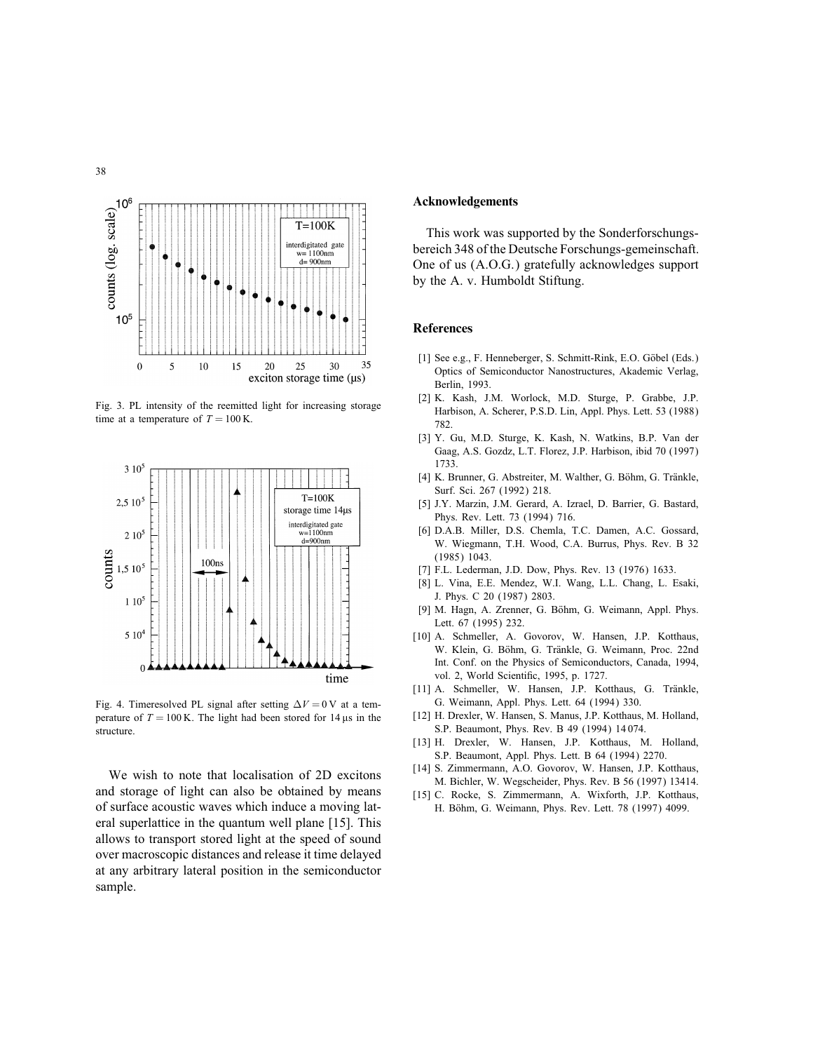$10^6$

counts (log. scale)

$10^5$

T=100K

interdigitated gate
w= 1100nm
d= 900nm

0 5 10 15 20 25 30 35

exciton storage time (μs)

Fig. 3. PL intensity of the reemitted light for increasing storage time at a temperature of $T = 100$ K.

3 10⁵

2,5 10⁵

2 10⁵

1,5 10⁵

1 10⁵

5 10⁴

0

counts

100ns

T=100K
storage time 14μs

interdigitated gate
w=1100nm
d=900nm

time

Fig. 4. Timeresolved PL signal after setting $\Delta V = 0$ V at a temperature of $T = 100$ K. The light had been stored for 14 μs in the structure.

We wish to note that localisation of 2D excitons and storage of light can also be obtained by means of surface acoustic waves which induce a moving lateral superlattice in the quantum well plane [15]. This allows to transport stored light at the speed of sound over macroscopic distances and release it time delayed at any arbitrary lateral position in the semiconductor sample.

## Acknowledgements

This work was supported by the Sonderforschungsbereich 348 of the Deutsche Forschungs-gemeinschaft. One of us (A.O.G.) gratefully acknowledges support by the A. v. Humboldt Stiftung.

## References

[1] See e.g., F. Henneberger, S. Schmitt-Rink, E.O. Göbel (Eds.) Optics of Semiconductor Nanostructures, Akademic Verlag, Berlin, 1993.

[2] K. Kash, J.M. Worlock, M.D. Sturge, P. Grabbe, J.P. Harbison, A. Scherer, P.S.D. Lin, Appl. Phys. Lett. 53 (1988) 782.

[3] Y. Gu, M.D. Sturge, K. Kash, N. Watkins, B.P. Van der Gaag, A.S. Gozdz, L.T. Florez, J.P. Harbison, ibid 70 (1997) 1733.

[4] K. Brunner, G. Abstreiter, M. Walther, G. Böhm, G. Tränkle, Surf. Sci. 267 (1992) 218.

[5] J.Y. Marzin, J.M. Gerard, A. Izrael, D. Barrier, G. Bastard, Phys. Rev. Lett. 73 (1994) 716.

[6] D.A.B. Miller, D.S. Chemla, T.C. Damen, A.C. Gossard, W. Wiegmann, T.H. Wood, C.A. Burrus, Phys. Rev. B 32 (1985) 1043.

[7] F.L. Lederman, J.D. Dow, Phys. Rev. 13 (1976) 1633.

[8] L. Vina, E.E. Mendez, W.I. Wang, L.L. Chang, L. Esaki, J. Phys. C 20 (1987) 2803.

[9] M. Hagn, A. Zrenner, G. Böhm, G. Weimann, Appl. Phys. Lett. 67 (1995) 232.

[10] A. Schmeller, A. Govorov, W. Hansen, J.P. Kotthaus, W. Klein, G. Böhm, G. Tränkle, G. Weimann, Proc. 22nd Int. Conf. on the Physics of Semiconductors, Canada, 1994, vol. 2, World Scientific, 1995, p. 1727.

[11] A. Schmeller, W. Hansen, J.P. Kotthaus, G. Tränkle, G. Weimann, Appl. Phys. Lett. 64 (1994) 330.

[12] H. Drexler, W. Hansen, S. Manus, J.P. Kotthaus, M. Holland, S.P. Beaumont, Phys. Rev. B 49 (1994) 14 074.

[13] H. Drexler, W. Hansen, J.P. Kotthaus, M. Holland, S.P. Beaumont, Appl. Phys. Lett. B 64 (1994) 2270.

[14] S. Zimmermann, A.O. Govorov, W. Hansen, J.P. Kotthaus, M. Bichler, W. Wegscheider, Phys. Rev. B 56 (1997) 13414.

[15] C. Rocke, S. Zimmermann, A. Wixforth, J.P. Kotthaus, H. Böhm, G. Weimann, Phys. Rev. Lett. 78 (1997) 4099.